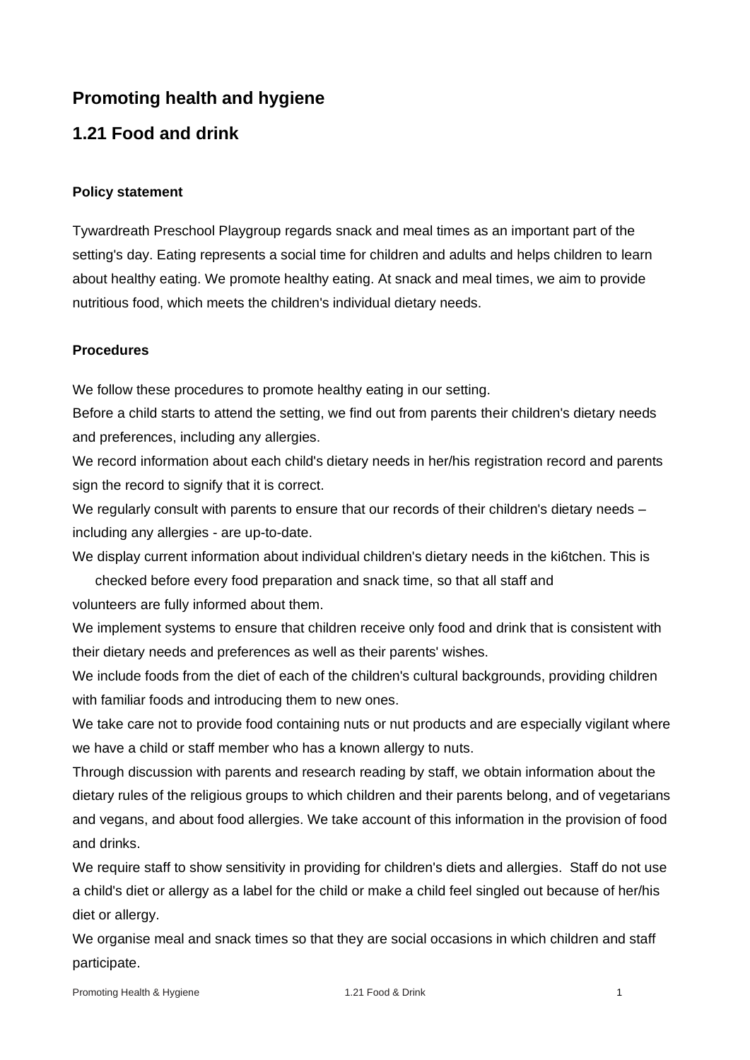## Promoting health and hygiene

## 1.21 Food and drink

### Policy statement

Tywardreath Preschool Playgroup regards snack and meal times as an important part of the setting's day. Eating represents a social time for children and adults and helps children to learn about healthy eating. We promote healthy eating. At snack and meal times, we aim to provide nutritious food, which meets the children's individual dietary needs.

### Procedures

We follow these procedures to promote healthy eating in our setting.

Before a child starts to attend the setting, we find out from parents their children's dietary needs and preferences, including any allergies.

We record information about each child's dietary needs in her/his registration record and parents sign the record to signify that it is correct.

We regularly consult with parents to ensure that our records of their children's dietary needs – including any allergies - are up-to-date.

We display current information about individual children's dietary needs in the ki6tchen. This is checked before every food preparation and snack time, so that all staff and volunteers are fully informed about them.

We implement systems to ensure that children receive only food and drink that is consistent with their dietary needs and preferences as well as their parents' wishes.

We include foods from the diet of each of the children's cultural backgrounds, providing children with familiar foods and introducing them to new ones.

We take care not to provide food containing nuts or nut products and are especially vigilant where we have a child or staff member who has a known allergy to nuts.

Through discussion with parents and research reading by staff, we obtain information about the dietary rules of the religious groups to which children and their parents belong, and of vegetarians and vegans, and about food allergies. We take account of this information in the provision of food and drinks.

We require staff to show sensitivity in providing for children's diets and allergies. Staff do not use a child's diet or allergy as a label for the child or make a child feel singled out because of her/his diet or allergy.

We organise meal and snack times so that they are social occasions in which children and staff participate.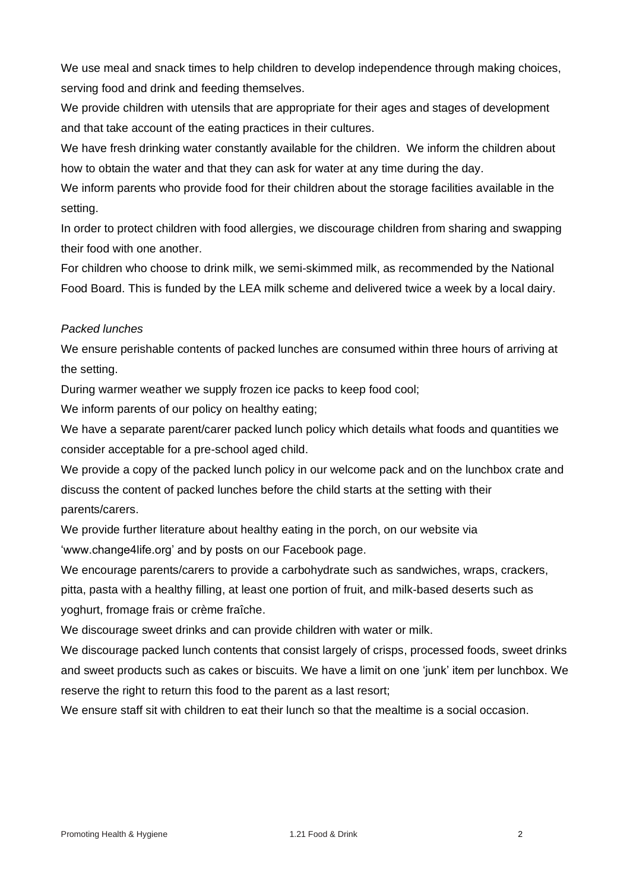We use meal and snack times to help children to develop independence through making choices, serving food and drink and feeding themselves.

We provide children with utensils that are appropriate for their ages and stages of development and that take account of the eating practices in their cultures.

We have fresh drinking water constantly available for the children. We inform the children about how to obtain the water and that they can ask for water at any time during the day.

We inform parents who provide food for their children about the storage facilities available in the setting.

In order to protect children with food allergies, we discourage children from sharing and swapping their food with one another.

For children who choose to drink milk, we semi-skimmed milk, as recommended by the National Food Board. This is funded by the LEA milk scheme and delivered twice a week by a local dairy.

*Packed lunches*

We ensure perishable contents of packed lunches are consumed within three hours of arriving at the setting.

During warmer weather we supply frozen ice packs to keep food cool;

We inform parents of our policy on healthy eating;

We have a separate parent/carer packed lunch policy which details what foods and quantities we consider acceptable for a pre-school aged child.

We provide a copy of the packed lunch policy in our welcome pack and on the lunchbox crate and discuss the content of packed lunches before the child starts at the setting with their parents/carers.

We provide further literature about healthy eating in the porch, on our website via 'www.change4life.org' and by posts on our Facebook page.

We encourage parents/carers to provide a carbohydrate such as sandwiches, wraps, crackers, pitta, pasta with a healthy filling, at least one portion of fruit, and milk-based deserts such as yoghurt, fromage frais or crème fraîche.

We discourage sweet drinks and can provide children with water or milk.

We discourage packed lunch contents that consist largely of crisps, processed foods, sweet drinks and sweet products such as cakes or biscuits. We have a limit on one 'junk' item per lunchbox. We reserve the right to return this food to the parent as a last resort;

We ensure staff sit with children to eat their lunch so that the mealtime is a social occasion.